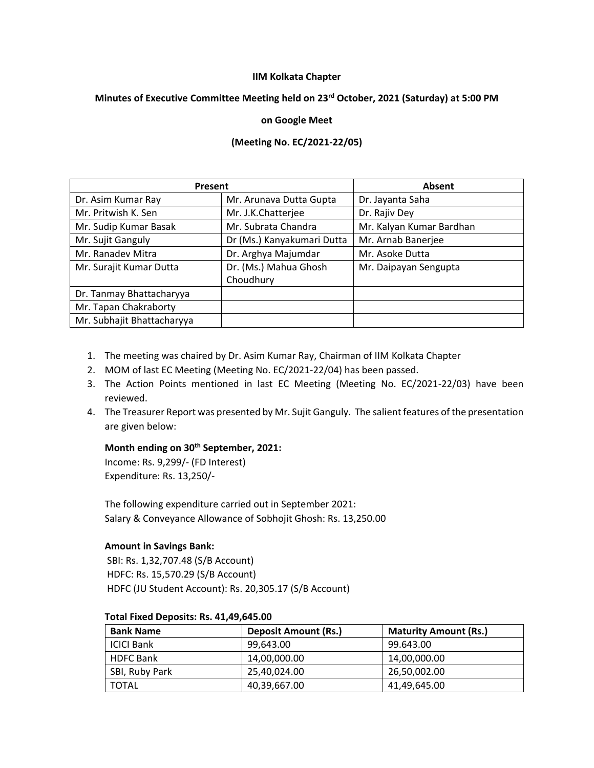**IIM Kolkata Chapter**

**Minutes of Executive Committee Meeting held on 23rd October, 2021 (Saturday) at 5:00 PM**

**on Google Meet**

**(Meeting No. EC/2021-22/05)**

| Present | | Absent |
|---|---|---|
| Dr. Asim Kumar Ray | Mr. Arunava Dutta Gupta | Dr. Jayanta Saha |
| Mr. Pritwish K. Sen | Mr. J.K.Chatterjee | Dr. Rajiv Dey |
| Mr. Sudip Kumar Basak | Mr. Subrata Chandra | Mr. Kalyan Kumar Bardhan |
| Mr. Sujit Ganguly | Dr (Ms.) Kanyakumari Dutta | Mr. Arnab Banerjee |
| Mr. Ranadev Mitra | Dr. Arghya Majumdar | Mr. Asoke Dutta |
| Mr. Surajit Kumar Dutta | Dr. (Ms.) Mahua Ghosh Choudhury | Mr. Daipayan Sengupta |
| Dr. Tanmay Bhattacharyya | | |
| Mr. Tapan Chakraborty | | |
| Mr. Subhajit Bhattacharyya | | |

1. The meeting was chaired by Dr. Asim Kumar Ray, Chairman of IIM Kolkata Chapter
2. MOM of last EC Meeting (Meeting No. EC/2021-22/04) has been passed.
3. The Action Points mentioned in last EC Meeting (Meeting No. EC/2021-22/03) have been reviewed.
4. The Treasurer Report was presented by Mr. Sujit Ganguly. The salient features of the presentation are given below:

   **Month ending on 30th September, 2021:**
   Income: Rs. 9,299/- (FD Interest)
   Expenditure: Rs. 13,250/-

   The following expenditure carried out in September 2021:
   Salary & Conveyance Allowance of Sobhojit Ghosh: Rs. 13,250.00

   **Amount in Savings Bank:**
   SBI: Rs. 1,32,707.48 (S/B Account)
   HDFC: Rs. 15,570.29 (S/B Account)
   HDFC (JU Student Account): Rs. 20,305.17 (S/B Account)

   **Total Fixed Deposits: Rs. 41,49,645.00**

   | Bank Name | Deposit Amount (Rs.) | Maturity Amount (Rs.) |
   |---|---|---|
   | ICICI Bank | 99,643.00 | 99.643.00 |
   | HDFC Bank | 14,00,000.00 | 14,00,000.00 |
   | SBI, Ruby Park | 25,40,024.00 | 26,50,002.00 |
   | TOTAL | 40,39,667.00 | 41,49,645.00 |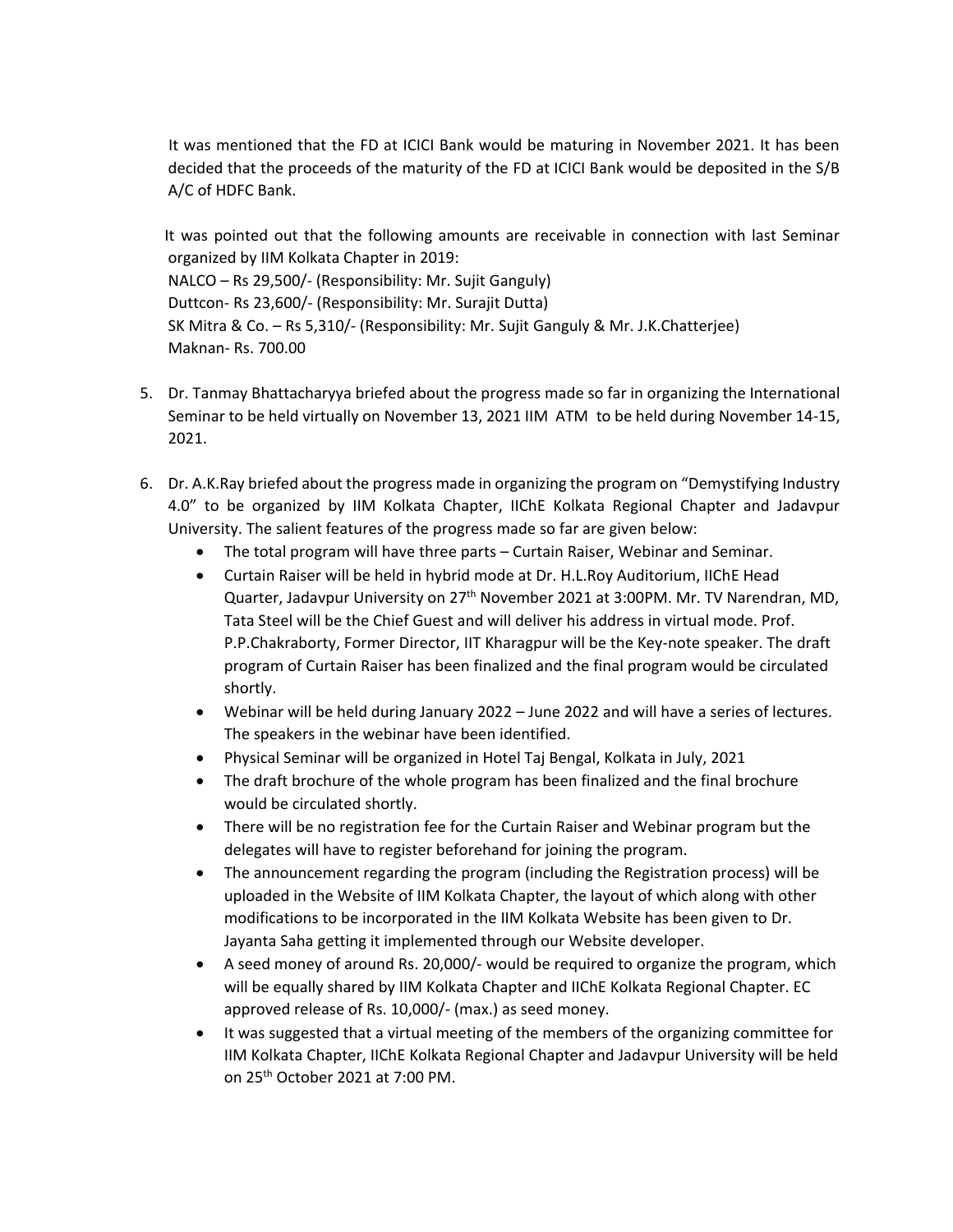It was mentioned that the FD at ICICI Bank would be maturing in November 2021. It has been decided that the proceeds of the maturity of the FD at ICICI Bank would be deposited in the S/B A/C of HDFC Bank.

It was pointed out that the following amounts are receivable in connection with last Seminar organized by IIM Kolkata Chapter in 2019:
NALCO – Rs 29,500/- (Responsibility: Mr. Sujit Ganguly)
Duttcon- Rs 23,600/- (Responsibility: Mr. Surajit Dutta)
SK Mitra & Co. – Rs 5,310/- (Responsibility: Mr. Sujit Ganguly & Mr. J.K.Chatterjee)
Maknan- Rs. 700.00

5. Dr. Tanmay Bhattacharyya briefed about the progress made so far in organizing the International Seminar to be held virtually on November 13, 2021 IIM ATM to be held during November 14-15, 2021.

6. Dr. A.K.Ray briefed about the progress made in organizing the program on "Demystifying Industry 4.0" to be organized by IIM Kolkata Chapter, IIChE Kolkata Regional Chapter and Jadavpur University. The salient features of the progress made so far are given below:
   - The total program will have three parts – Curtain Raiser, Webinar and Seminar.
   - Curtain Raiser will be held in hybrid mode at Dr. H.L.Roy Auditorium, IIChE Head Quarter, Jadavpur University on 27th November 2021 at 3:00PM. Mr. TV Narendran, MD, Tata Steel will be the Chief Guest and will deliver his address in virtual mode. Prof. P.P.Chakraborty, Former Director, IIT Kharagpur will be the Key-note speaker. The draft program of Curtain Raiser has been finalized and the final program would be circulated shortly.
   - Webinar will be held during January 2022 – June 2022 and will have a series of lectures. The speakers in the webinar have been identified.
   - Physical Seminar will be organized in Hotel Taj Bengal, Kolkata in July, 2021
   - The draft brochure of the whole program has been finalized and the final brochure would be circulated shortly.
   - There will be no registration fee for the Curtain Raiser and Webinar program but the delegates will have to register beforehand for joining the program.
   - The announcement regarding the program (including the Registration process) will be uploaded in the Website of IIM Kolkata Chapter, the layout of which along with other modifications to be incorporated in the IIM Kolkata Website has been given to Dr. Jayanta Saha getting it implemented through our Website developer.
   - A seed money of around Rs. 20,000/- would be required to organize the program, which will be equally shared by IIM Kolkata Chapter and IIChE Kolkata Regional Chapter. EC approved release of Rs. 10,000/- (max.) as seed money.
   - It was suggested that a virtual meeting of the members of the organizing committee for IIM Kolkata Chapter, IIChE Kolkata Regional Chapter and Jadavpur University will be held on 25th October 2021 at 7:00 PM.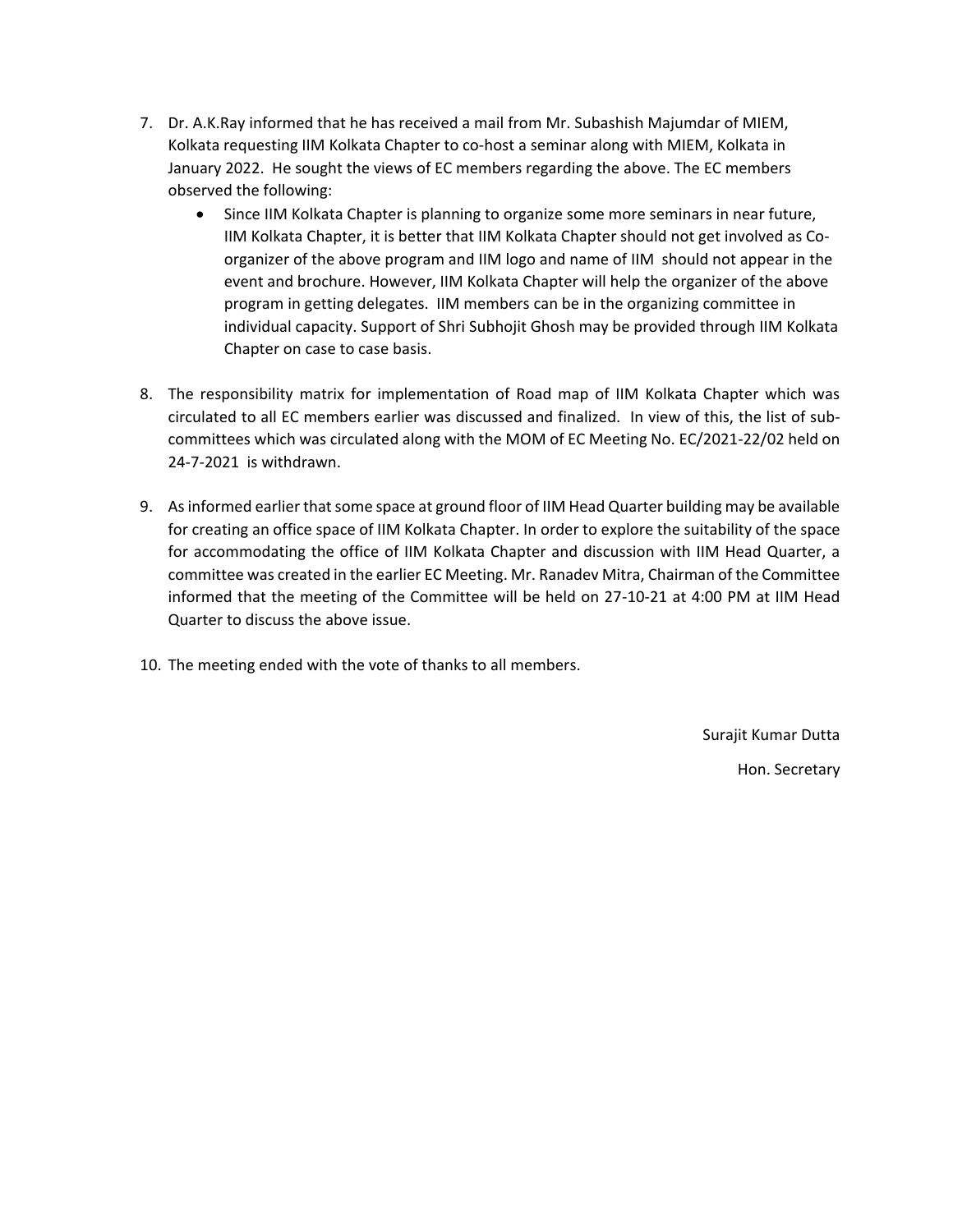7. Dr. A.K.Ray informed that he has received a mail from Mr. Subashish Majumdar of MIEM, Kolkata requesting IIM Kolkata Chapter to co-host a seminar along with MIEM, Kolkata in January 2022. He sought the views of EC members regarding the above. The EC members observed the following:
   - Since IIM Kolkata Chapter is planning to organize some more seminars in near future, IIM Kolkata Chapter, it is better that IIM Kolkata Chapter should not get involved as Co-organizer of the above program and IIM logo and name of IIM should not appear in the event and brochure. However, IIM Kolkata Chapter will help the organizer of the above program in getting delegates. IIM members can be in the organizing committee in individual capacity. Support of Shri Subhojit Ghosh may be provided through IIM Kolkata Chapter on case to case basis.

8. The responsibility matrix for implementation of Road map of IIM Kolkata Chapter which was circulated to all EC members earlier was discussed and finalized. In view of this, the list of sub-committees which was circulated along with the MOM of EC Meeting No. EC/2021-22/02 held on 24-7-2021 is withdrawn.

9. As informed earlier that some space at ground floor of IIM Head Quarter building may be available for creating an office space of IIM Kolkata Chapter. In order to explore the suitability of the space for accommodating the office of IIM Kolkata Chapter and discussion with IIM Head Quarter, a committee was created in the earlier EC Meeting. Mr. Ranadev Mitra, Chairman of the Committee informed that the meeting of the Committee will be held on 27-10-21 at 4:00 PM at IIM Head Quarter to discuss the above issue.

10. The meeting ended with the vote of thanks to all members.

Surajit Kumar Dutta

Hon. Secretary